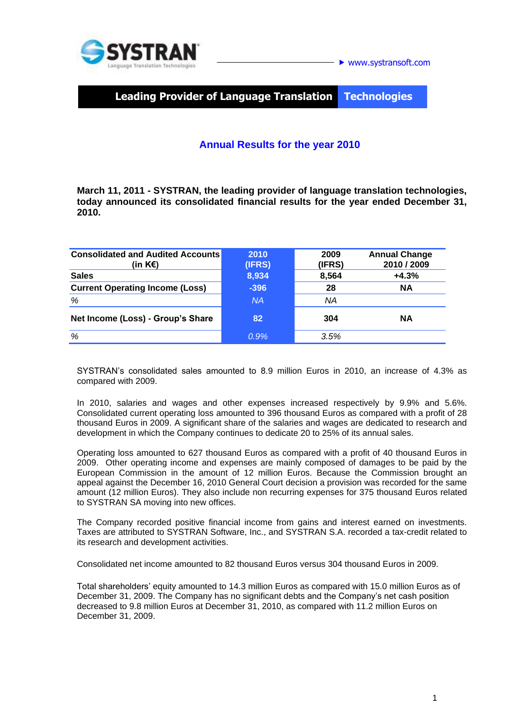SYSTRAN Language Translation Technologies

www.systransoft.com

**Leading Provider of Language Translation Technologies**

## Annual Results for the year 2010

**March 11, 2011 - SYSTRAN, the leading provider of language translation technologies, today announced its consolidated financial results for the year ended December 31, 2010.**

| Consolidated and Audited Accounts (in K€) | 2010 (IFRS) | 2009 (IFRS) | Annual Change 2010 / 2009 |
|---|---|---|---|
| **Sales** | **8,934** | **8,564** | **+4.3%** |
| **Current Operating Income (Loss)** | **-396** | **28** | **NA** |
| *%* | *NA* | *NA* | |
| **Net Income (Loss) - Group's Share** | **82** | **304** | **NA** |
| *%* | *0.9%* | *3.5%* | |

SYSTRAN's consolidated sales amounted to 8.9 million Euros in 2010, an increase of 4.3% as compared with 2009.

In 2010, salaries and wages and other expenses increased respectively by 9.9% and 5.6%. Consolidated current operating loss amounted to 396 thousand Euros as compared with a profit of 28 thousand Euros in 2009. A significant share of the salaries and wages are dedicated to research and development in which the Company continues to dedicate 20 to 25% of its annual sales.

Operating loss amounted to 627 thousand Euros as compared with a profit of 40 thousand Euros in 2009. Other operating income and expenses are mainly composed of damages to be paid by the European Commission in the amount of 12 million Euros. Because the Commission brought an appeal against the December 16, 2010 General Court decision a provision was recorded for the same amount (12 million Euros). They also include non recurring expenses for 375 thousand Euros related to SYSTRAN SA moving into new offices.

The Company recorded positive financial income from gains and interest earned on investments. Taxes are attributed to SYSTRAN Software, Inc., and SYSTRAN S.A. recorded a tax-credit related to its research and development activities.

Consolidated net income amounted to 82 thousand Euros versus 304 thousand Euros in 2009.

Total shareholders' equity amounted to 14.3 million Euros as compared with 15.0 million Euros as of December 31, 2009. The Company has no significant debts and the Company's net cash position decreased to 9.8 million Euros at December 31, 2010, as compared with 11.2 million Euros on December 31, 2009.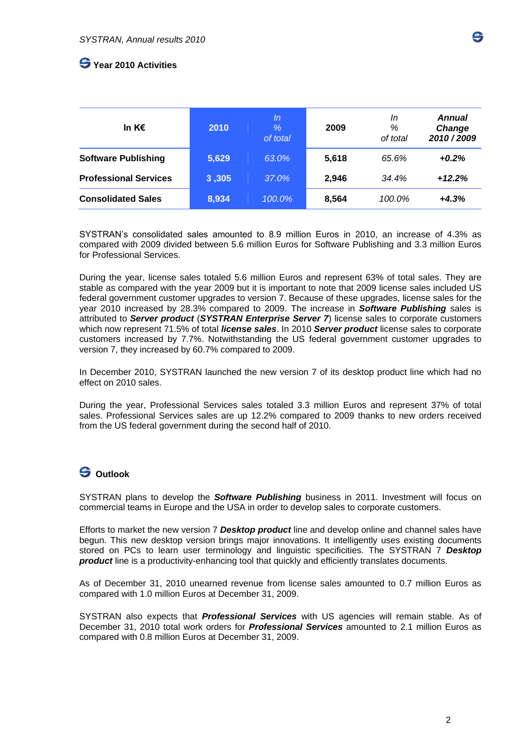## Year 2010 Activities

| In K€ | 2010 | *In % of total* | 2009 | *In % of total* | ***Annual Change 2010 / 2009*** |
|---|---|---|---|---|---|
| **Software Publishing** | **5,629** | *63.0%* | **5,618** | *65.6%* | ***+0.2%*** |
| **Professional Services** | **3 ,305** | *37.0%* | **2,946** | *34.4%* | ***+12.2%*** |
| **Consolidated Sales** | **8,934** | *100.0%* | **8,564** | *100.0%* | ***+4.3%*** |

SYSTRAN's consolidated sales amounted to 8.9 million Euros in 2010, an increase of 4.3% as compared with 2009 divided between 5.6 million Euros for Software Publishing and 3.3 million Euros for Professional Services.

During the year, license sales totaled 5.6 million Euros and represent 63% of total sales. They are stable as compared with the year 2009 but it is important to note that 2009 license sales included US federal government customer upgrades to version 7. Because of these upgrades, license sales for the year 2010 increased by 28.3% compared to 2009. The increase in ***Software Publishing*** sales is attributed to ***Server product*** (***SYSTRAN Enterprise Server 7***) license sales to corporate customers which now represent 71.5% of total ***license sales***. In 2010 ***Server product*** license sales to corporate customers increased by 7.7%. Notwithstanding the US federal government customer upgrades to version 7, they increased by 60.7% compared to 2009.

In December 2010, SYSTRAN launched the new version 7 of its desktop product line which had no effect on 2010 sales.

During the year, Professional Services sales totaled 3.3 million Euros and represent 37% of total sales. Professional Services sales are up 12.2% compared to 2009 thanks to new orders received from the US federal government during the second half of 2010.

## Outlook

SYSTRAN plans to develop the ***Software Publishing*** business in 2011. Investment will focus on commercial teams in Europe and the USA in order to develop sales to corporate customers.

Efforts to market the new version 7 ***Desktop product*** line and develop online and channel sales have begun. This new desktop version brings major innovations. It intelligently uses existing documents stored on PCs to learn user terminology and linguistic specificities. The SYSTRAN 7 ***Desktop product*** line is a productivity-enhancing tool that quickly and efficiently translates documents.

As of December 31, 2010 unearned revenue from license sales amounted to 0.7 million Euros as compared with 1.0 million Euros at December 31, 2009.

SYSTRAN also expects that ***Professional Services*** with US agencies will remain stable. As of December 31, 2010 total work orders for ***Professional Services*** amounted to 2.1 million Euros as compared with 0.8 million Euros at December 31, 2009.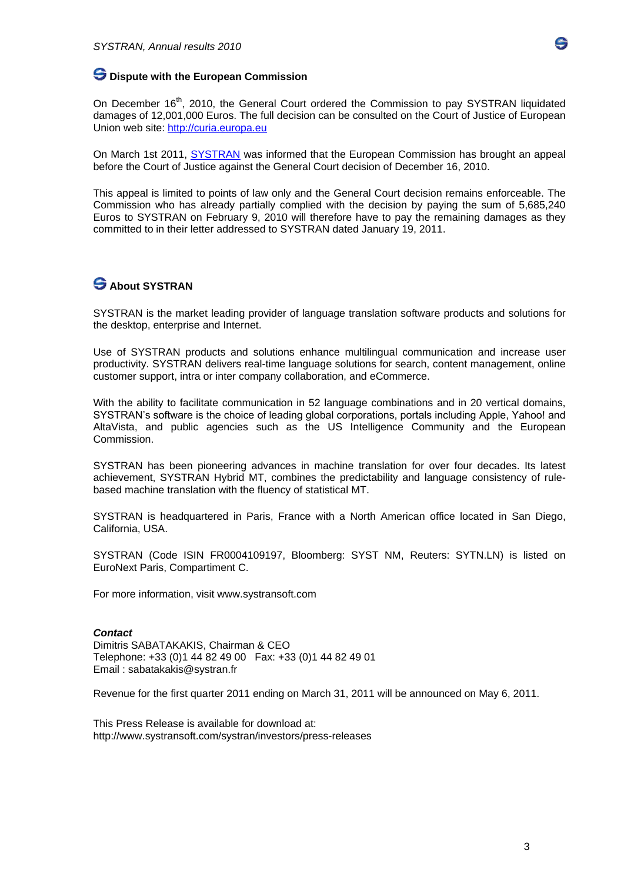## Dispute with the European Commission

On December 16th, 2010, the General Court ordered the Commission to pay SYSTRAN liquidated damages of 12,001,000 Euros. The full decision can be consulted on the Court of Justice of European Union web site: http://curia.europa.eu

On March 1st 2011, SYSTRAN was informed that the European Commission has brought an appeal before the Court of Justice against the General Court decision of December 16, 2010.

This appeal is limited to points of law only and the General Court decision remains enforceable. The Commission who has already partially complied with the decision by paying the sum of 5,685,240 Euros to SYSTRAN on February 9, 2010 will therefore have to pay the remaining damages as they committed to in their letter addressed to SYSTRAN dated January 19, 2011.

## About SYSTRAN

SYSTRAN is the market leading provider of language translation software products and solutions for the desktop, enterprise and Internet.

Use of SYSTRAN products and solutions enhance multilingual communication and increase user productivity. SYSTRAN delivers real-time language solutions for search, content management, online customer support, intra or inter company collaboration, and eCommerce.

With the ability to facilitate communication in 52 language combinations and in 20 vertical domains, SYSTRAN's software is the choice of leading global corporations, portals including Apple, Yahoo! and AltaVista, and public agencies such as the US Intelligence Community and the European Commission.

SYSTRAN has been pioneering advances in machine translation for over four decades. Its latest achievement, SYSTRAN Hybrid MT, combines the predictability and language consistency of rule-based machine translation with the fluency of statistical MT.

SYSTRAN is headquartered in Paris, France with a North American office located in San Diego, California, USA.

SYSTRAN (Code ISIN FR0004109197, Bloomberg: SYST NM, Reuters: SYTN.LN) is listed on EuroNext Paris, Compartiment C.

For more information, visit www.systransoft.com

***Contact***
Dimitris SABATAKAKIS, Chairman & CEO
Telephone: +33 (0)1 44 82 49 00 Fax: +33 (0)1 44 82 49 01
Email : sabatakakis@systran.fr

Revenue for the first quarter 2011 ending on March 31, 2011 will be announced on May 6, 2011.

This Press Release is available for download at:
http://www.systransoft.com/systran/investors/press-releases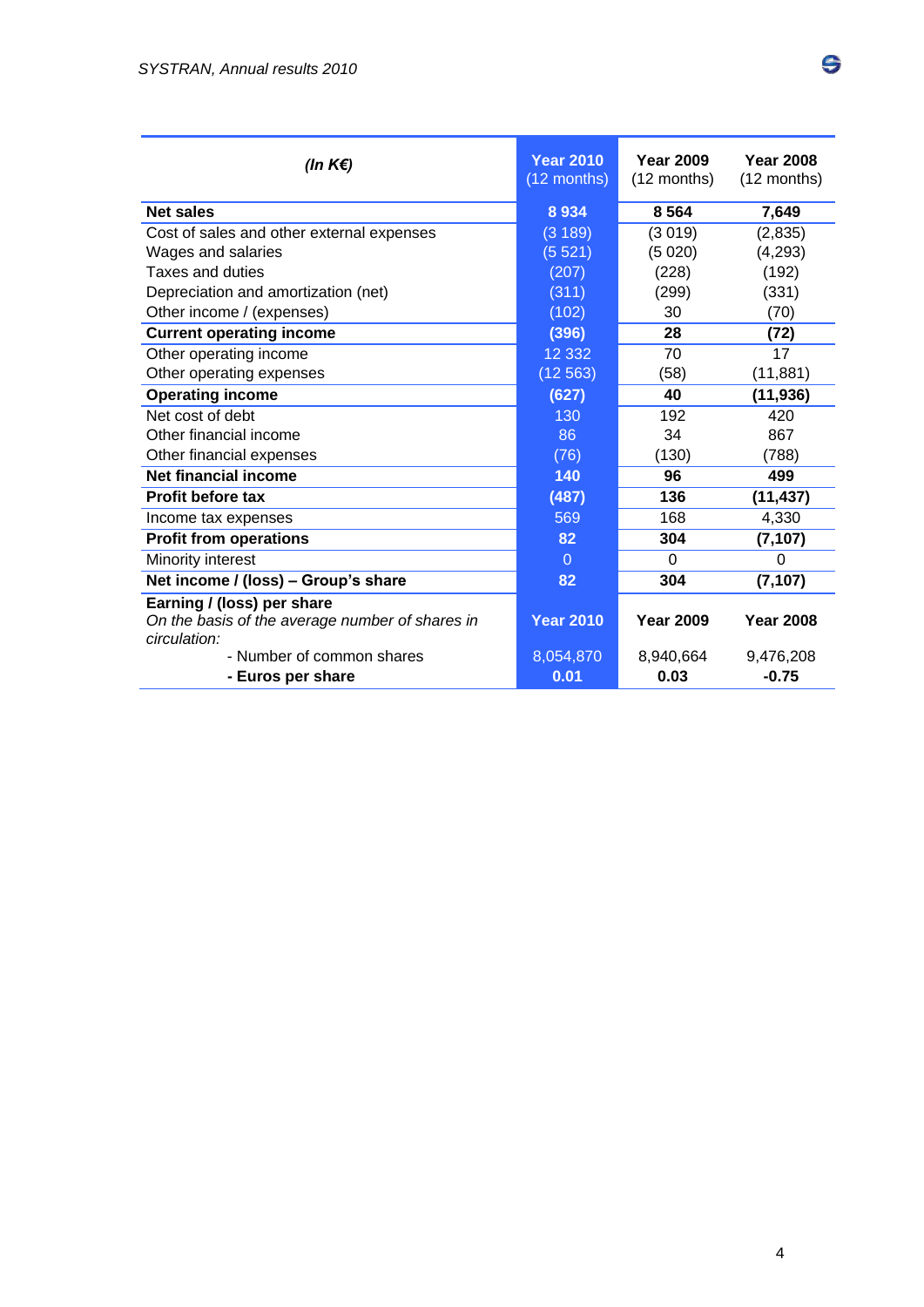| *(In K€)* | **Year 2010** (12 months) | **Year 2009** (12 months) | **Year 2008** (12 months) |
|---|---|---|---|
| **Net sales** | **8 934** | **8 564** | **7,649** |
| Cost of sales and other external expenses | (3 189) | (3 019) | (2,835) |
| Wages and salaries | (5 521) | (5 020) | (4,293) |
| Taxes and duties | (207) | (228) | (192) |
| Depreciation and amortization (net) | (311) | (299) | (331) |
| Other income / (expenses) | (102) | 30 | (70) |
| **Current operating income** | **(396)** | **28** | **(72)** |
| Other operating income | 12 332 | 70 | 17 |
| Other operating expenses | (12 563) | (58) | (11,881) |
| **Operating income** | **(627)** | **40** | **(11,936)** |
| Net cost of debt | 130 | 192 | 420 |
| Other financial income | 86 | 34 | 867 |
| Other financial expenses | (76) | (130) | (788) |
| **Net financial income** | **140** | **96** | **499** |
| **Profit before tax** | **(487)** | **136** | **(11,437)** |
| Income tax expenses | 569 | 168 | 4,330 |
| **Profit from operations** | **82** | **304** | **(7,107)** |
| Minority interest | 0 | 0 | 0 |
| **Net income / (loss) – Group's share** | **82** | **304** | **(7,107)** |
| **Earning / (loss) per share** *On the basis of the average number of shares in circulation:* | **Year 2010** | **Year 2009** | **Year 2008** |
| - Number of common shares | 8,054,870 | 8,940,664 | 9,476,208 |
| **- Euros per share** | **0.01** | **0.03** | **-0.75** |